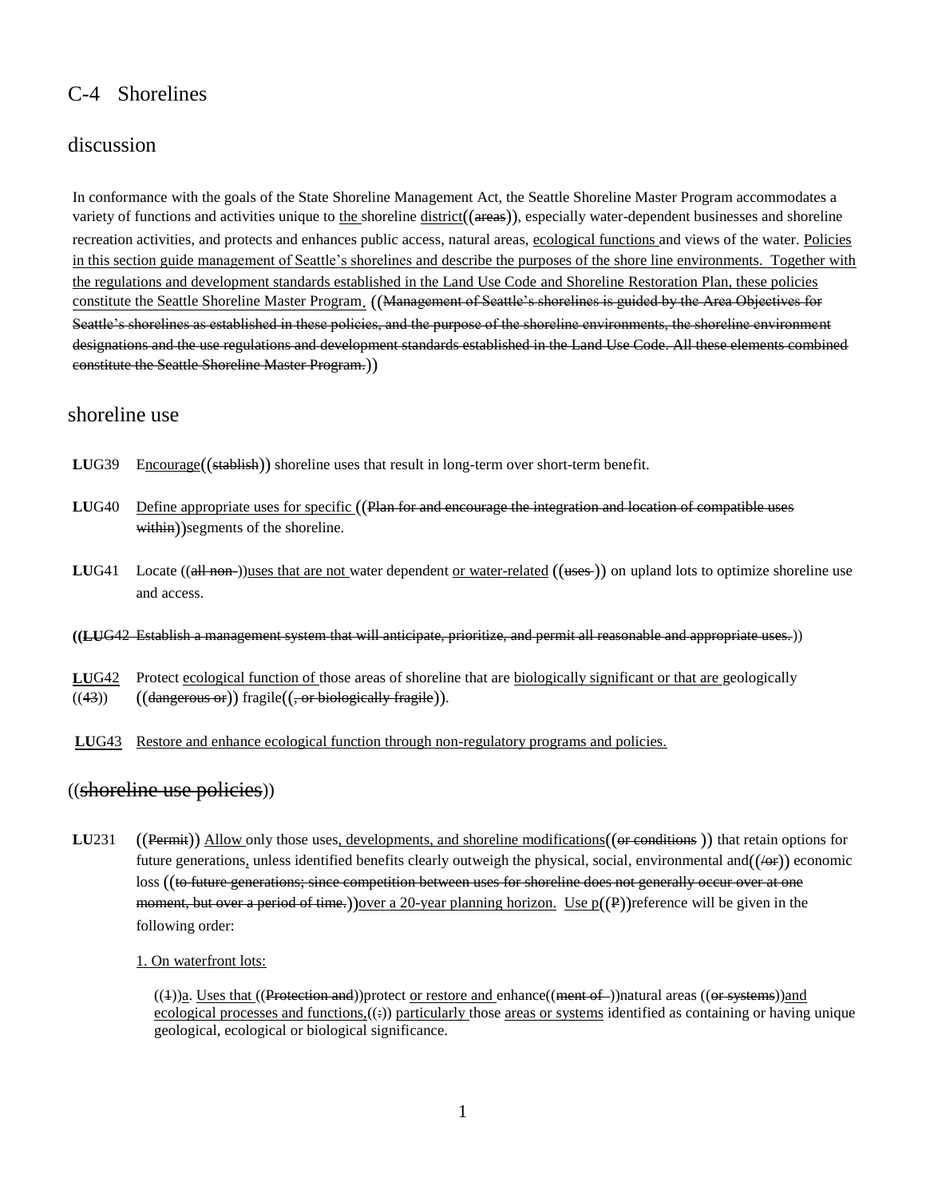## C-4 Shorelines

## discussion

In conformance with the goals of the State Shoreline Management Act, the Seattle Shoreline Master Program accommodates a variety of functions and activities unique to the shoreline district((areas)), especially water-dependent businesses and shoreline recreation activities, and protects and enhances public access, natural areas, ecological functions and views of the water. Policies in this section guide management of Seattle's shorelines and describe the purposes of the shore line environments. Together with the regulations and development standards established in the Land Use Code and Shoreline Restoration Plan, these policies constitute the Seattle Shoreline Master Program. ((Management of Seattle's shorelines is guided by the Area Objectives for Seattle's shorelines as established in these policies, and the purpose of the shoreline environments, the shoreline environment designations and the use regulations and development standards established in the Land Use Code. All these elements combined constitute the Seattle Shoreline Master Program.))

## shoreline use

**LU**G39 Encourage((stablish)) shoreline uses that result in long-term over short-term benefit.

**LU**G40 Define appropriate uses for specific ((Plan for and encourage the integration and location of compatible uses within))segments of the shoreline.

**LU**G41 Locate ((all non-))uses that are not water dependent or water-related ((uses )) on upland lots to optimize shoreline use and access.

((**LU**G42 Establish a management system that will anticipate, prioritize, and permit all reasonable and appropriate uses.))

**LU**G42 ((43)) Protect ecological function of those areas of shoreline that are biologically significant or that are geologically ((dangerous or)) fragile((, or biologically fragile)).

**LU**G43 Restore and enhance ecological function through non-regulatory programs and policies.

## ((shoreline use policies))

**LU**231 ((Permit)) Allow only those uses, developments, and shoreline modifications((or conditions )) that retain options for future generations, unless identified benefits clearly outweigh the physical, social, environmental and((/or)) economic loss ((to future generations; since competition between uses for shoreline does not generally occur over at one moment, but over a period of time.))over a 20-year planning horizon. Use p((P))reference will be given in the following order:

1. On waterfront lots:

((1))a. Uses that ((Protection and))protect or restore and enhance((ment of ))natural areas ((or systems))and ecological processes and functions,((:)) particularly those areas or systems identified as containing or having unique geological, ecological or biological significance.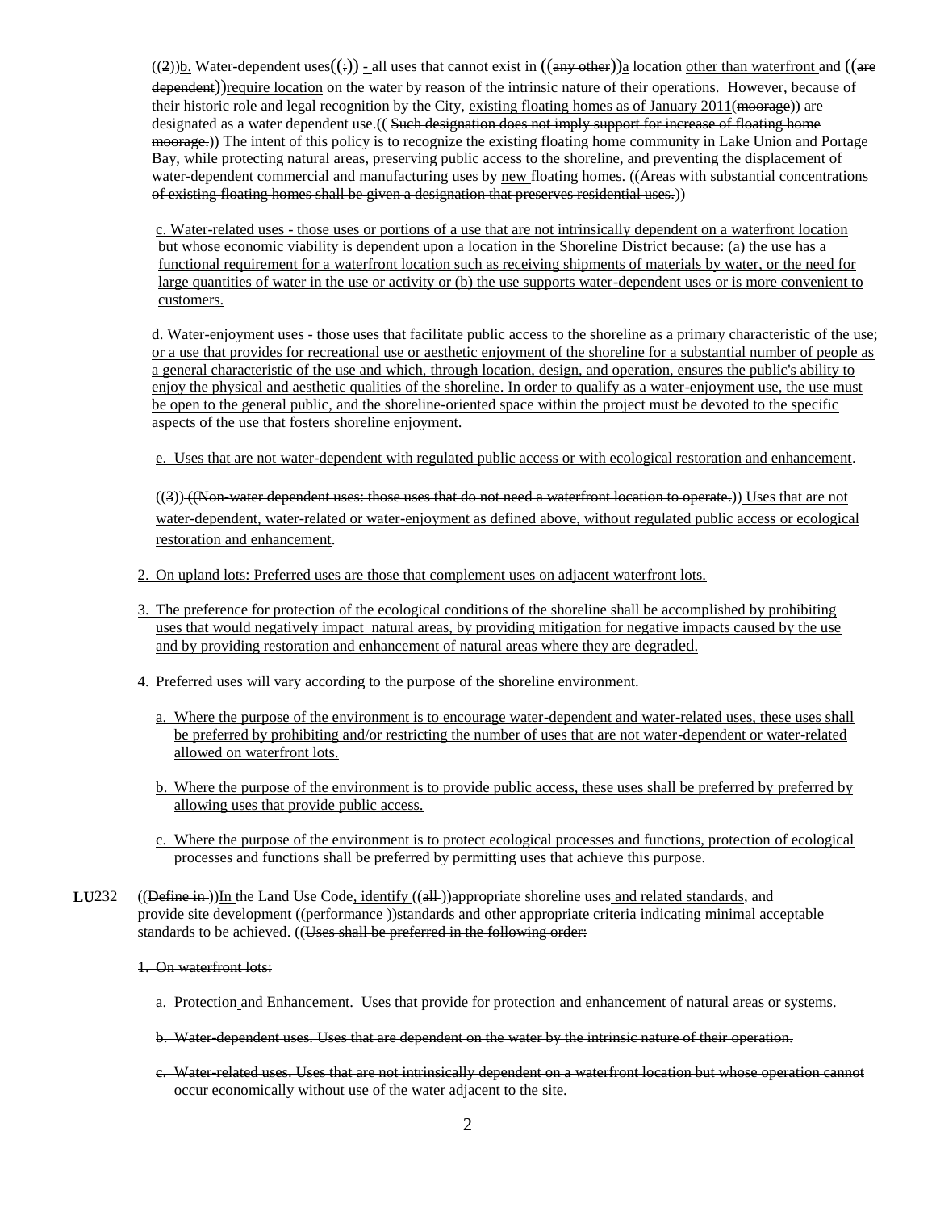((2))b. Water-dependent uses((:)) - all uses that cannot exist in ((any other))a location other than waterfront and ((are dependent))require location on the water by reason of the intrinsic nature of their operations. However, because of their historic role and legal recognition by the City, existing floating homes as of January 2011(moorage)) are designated as a water dependent use.(( Such designation does not imply support for increase of floating home moorage.)) The intent of this policy is to recognize the existing floating home community in Lake Union and Portage Bay, while protecting natural areas, preserving public access to the shoreline, and preventing the displacement of water-dependent commercial and manufacturing uses by new floating homes. ((Areas with substantial concentrations of existing floating homes shall be given a designation that preserves residential uses.))

c. Water-related uses - those uses or portions of a use that are not intrinsically dependent on a waterfront location but whose economic viability is dependent upon a location in the Shoreline District because: (a) the use has a functional requirement for a waterfront location such as receiving shipments of materials by water, or the need for large quantities of water in the use or activity or (b) the use supports water-dependent uses or is more convenient to customers.

d. Water-enjoyment uses - those uses that facilitate public access to the shoreline as a primary characteristic of the use; or a use that provides for recreational use or aesthetic enjoyment of the shoreline for a substantial number of people as a general characteristic of the use and which, through location, design, and operation, ensures the public's ability to enjoy the physical and aesthetic qualities of the shoreline. In order to qualify as a water-enjoyment use, the use must be open to the general public, and the shoreline-oriented space within the project must be devoted to the specific aspects of the use that fosters shoreline enjoyment.

e. Uses that are not water-dependent with regulated public access or with ecological restoration and enhancement.

((3)) ((Non-water dependent uses: those uses that do not need a waterfront location to operate.)) Uses that are not water-dependent, water-related or water-enjoyment as defined above, without regulated public access or ecological restoration and enhancement.

2. On upland lots: Preferred uses are those that complement uses on adjacent waterfront lots.

3. The preference for protection of the ecological conditions of the shoreline shall be accomplished by prohibiting uses that would negatively impact natural areas, by providing mitigation for negative impacts caused by the use and by providing restoration and enhancement of natural areas where they are degraded.

4. Preferred uses will vary according to the purpose of the shoreline environment.

a. Where the purpose of the environment is to encourage water-dependent and water-related uses, these uses shall be preferred by prohibiting and/or restricting the number of uses that are not water-dependent or water-related allowed on waterfront lots.

b. Where the purpose of the environment is to provide public access, these uses shall be preferred by preferred by allowing uses that provide public access.

c. Where the purpose of the environment is to protect ecological processes and functions, protection of ecological processes and functions shall be preferred by permitting uses that achieve this purpose.

**LU**232 ((Define in ))In the Land Use Code, identify ((all ))appropriate shoreline uses and related standards, and provide site development ((performance ))standards and other appropriate criteria indicating minimal acceptable standards to be achieved. ((Uses shall be preferred in the following order:

1. On waterfront lots:

a. Protection and Enhancement. Uses that provide for protection and enhancement of natural areas or systems.

b. Water-dependent uses. Uses that are dependent on the water by the intrinsic nature of their operation.

c. Water-related uses. Uses that are not intrinsically dependent on a waterfront location but whose operation cannot occur economically without use of the water adjacent to the site.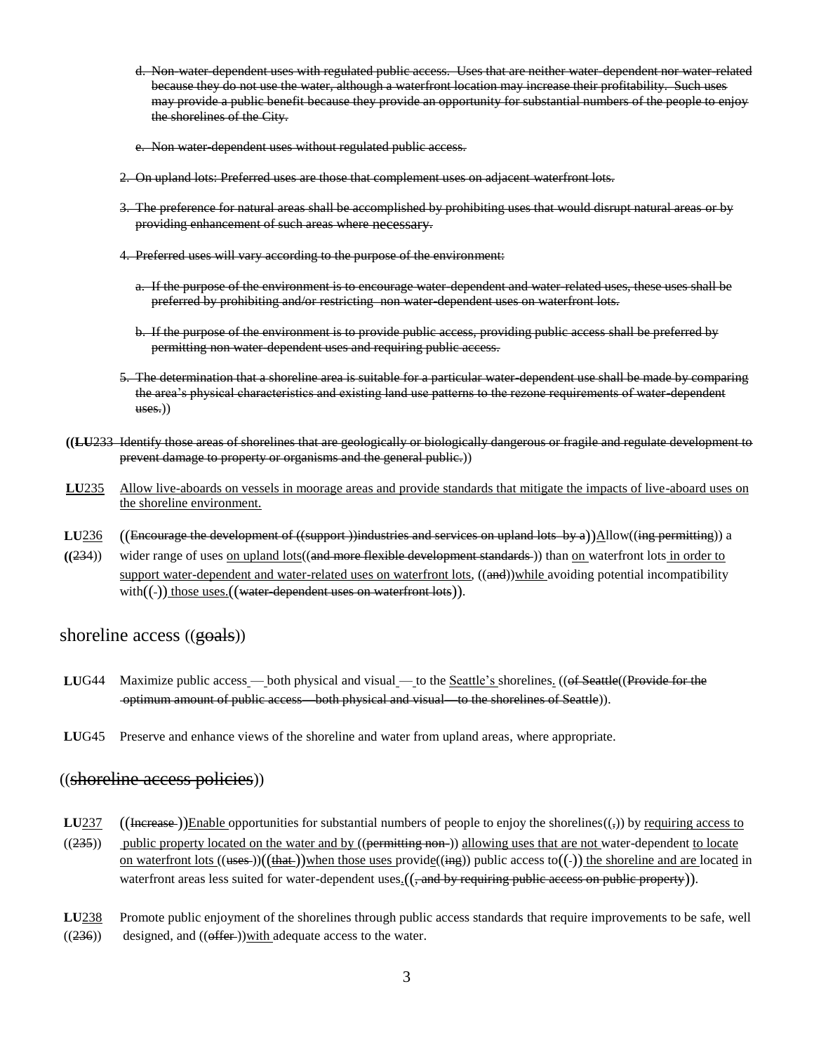d. Non-water-dependent uses with regulated public access. Uses that are neither water-dependent nor water-related because they do not use the water, although a waterfront location may increase their profitability. Such uses may provide a public benefit because they provide an opportunity for substantial numbers of the people to enjoy the shorelines of the City.

e. Non water-dependent uses without regulated public access.

2. On upland lots: Preferred uses are those that complement uses on adjacent waterfront lots.

3. The preference for natural areas shall be accomplished by prohibiting uses that would disrupt natural areas or by providing enhancement of such areas where necessary.

4. Preferred uses will vary according to the purpose of the environment:

a. If the purpose of the environment is to encourage water-dependent and water-related uses, these uses shall be preferred by prohibiting and/or restricting non water-dependent uses on waterfront lots.

b. If the purpose of the environment is to provide public access, providing public access shall be preferred by permitting non water-dependent uses and requiring public access.

5. The determination that a shoreline area is suitable for a particular water-dependent use shall be made by comparing the area's physical characteristics and existing land use patterns to the rezone requirements of water-dependent uses.))

**((LU**233 Identify those areas of shorelines that are geologically or biologically dangerous or fragile and regulate development to prevent damage to property or organisms and the general public.))

**LU**235 Allow live-aboards on vessels in moorage areas and provide standards that mitigate the impacts of live-aboard uses on the shoreline environment.

**LU**236 ((234)) ((Encourage the development of ((support ))industries and services on upland lots by a))Allow((ing permitting)) a wider range of uses on upland lots((and more flexible development standards )) than on waterfront lots in order to support water-dependent and water-related uses on waterfront lots, ((and))while avoiding potential incompatibility with((-)) those uses.((water-dependent uses on waterfront lots)).

## shoreline access ((goals))

**LU**G44 Maximize public access — both physical and visual — to the Seattle's shorelines. ((of Seattle((Provide for the optimum amount of public access—both physical and visual—to the shorelines of Seattle)).

**LU**G45 Preserve and enhance views of the shoreline and water from upland areas, where appropriate.

## ((shoreline access policies))

**LU**237 ((235)) ((Increase ))Enable opportunities for substantial numbers of people to enjoy the shorelines((,)) by requiring access to public property located on the water and by ((permitting non-)) allowing uses that are not water-dependent to locate on waterfront lots ((uses ))((that ))when those uses provide((ing)) public access to((-)) the shoreline and are located in waterfront areas less suited for water-dependent uses.((, and by requiring public access on public property)).

**LU**238 ((236)) Promote public enjoyment of the shorelines through public access standards that require improvements to be safe, well designed, and ((offer ))with adequate access to the water.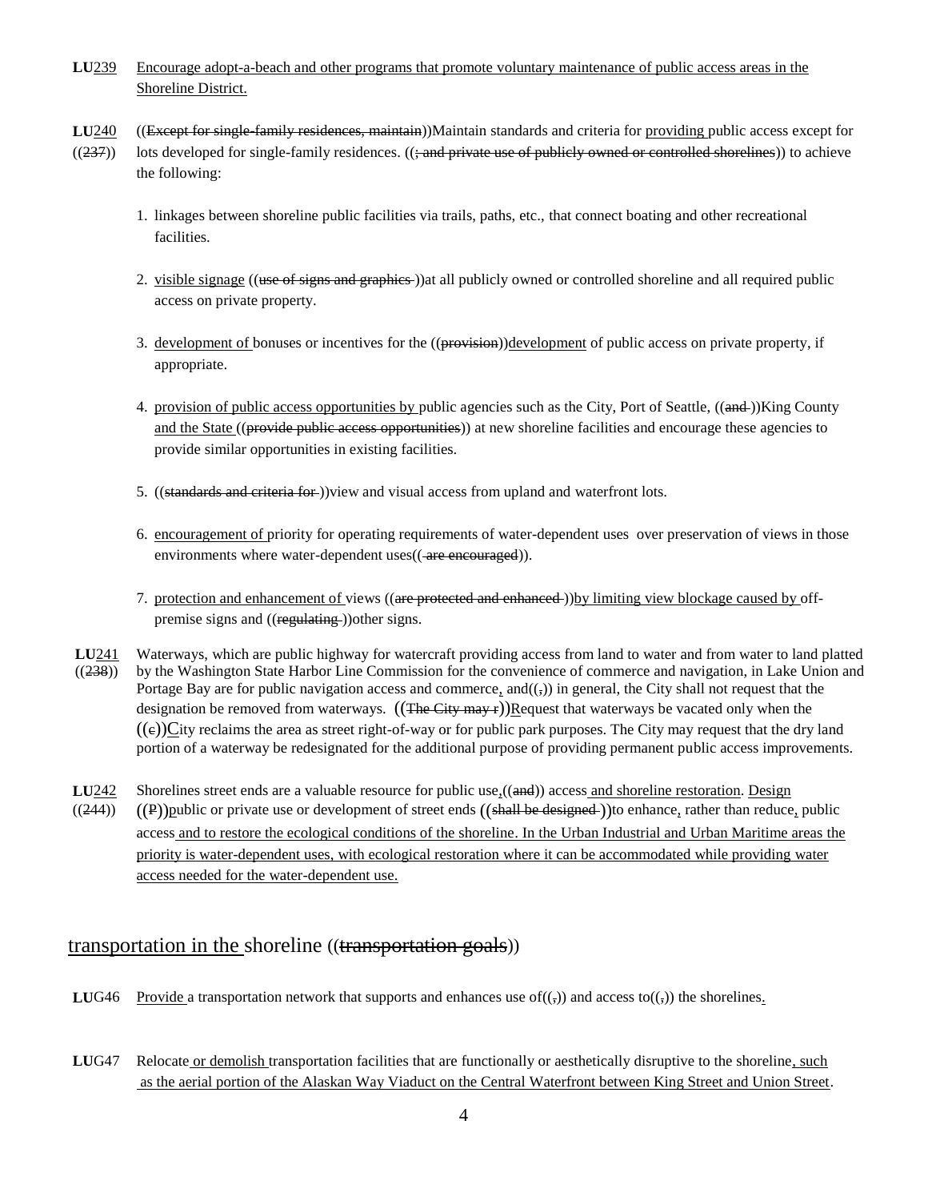**LU**239 Encourage adopt-a-beach and other programs that promote voluntary maintenance of public access areas in the Shoreline District.

**LU**240 ((237)) ((Except for single-family residences, maintain))Maintain standards and criteria for providing public access except for lots developed for single-family residences. ((; and private use of publicly owned or controlled shorelines)) to achieve the following:

1. linkages between shoreline public facilities via trails, paths, etc., that connect boating and other recreational facilities.
2. visible signage ((use of signs and graphics ))at all publicly owned or controlled shoreline and all required public access on private property.
3. development of bonuses or incentives for the ((provision))development of public access on private property, if appropriate.
4. provision of public access opportunities by public agencies such as the City, Port of Seattle, ((and ))King County and the State ((provide public access opportunities)) at new shoreline facilities and encourage these agencies to provide similar opportunities in existing facilities.
5. ((standards and criteria for ))view and visual access from upland and waterfront lots.
6. encouragement of priority for operating requirements of water-dependent uses over preservation of views in those environments where water-dependent uses(( are encouraged)).
7. protection and enhancement of views ((are protected and enhanced ))by limiting view blockage caused by off-premise signs and ((regulating ))other signs.

**LU**241 ((238)) Waterways, which are public highway for watercraft providing access from land to water and from water to land platted by the Washington State Harbor Line Commission for the convenience of commerce and navigation, in Lake Union and Portage Bay are for public navigation access and commerce, and((,)) in general, the City shall not request that the designation be removed from waterways. ((The City may r))Request that waterways be vacated only when the ((c))City reclaims the area as street right-of-way or for public park purposes. The City may request that the dry land portion of a waterway be redesignated for the additional purpose of providing permanent public access improvements.

**LU**242 ((244)) Shorelines street ends are a valuable resource for public use,((and)) access and shoreline restoration. Design ((P))public or private use or development of street ends ((shall be designed ))to enhance, rather than reduce, public access and to restore the ecological conditions of the shoreline. In the Urban Industrial and Urban Maritime areas the priority is water-dependent uses, with ecological restoration where it can be accommodated while providing water access needed for the water-dependent use.

## transportation in the shoreline ((transportation goals))

**LU**G46 Provide a transportation network that supports and enhances use of((,)) and access to((,)) the shorelines.

**LU**G47 Relocate or demolish transportation facilities that are functionally or aesthetically disruptive to the shoreline, such as the aerial portion of the Alaskan Way Viaduct on the Central Waterfront between King Street and Union Street.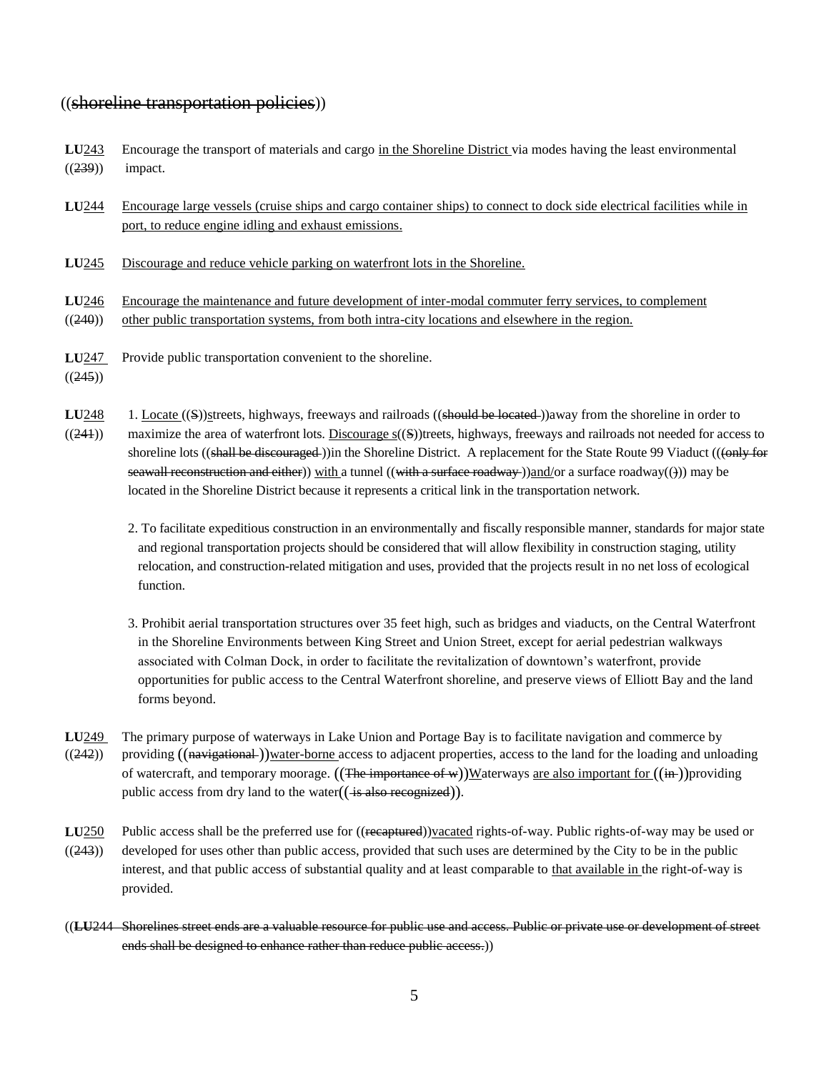((shoreline transportation policies))

**LU**243 ((239)) Encourage the transport of materials and cargo in the Shoreline District via modes having the least environmental impact.

**LU**244 Encourage large vessels (cruise ships and cargo container ships) to connect to dock side electrical facilities while in port, to reduce engine idling and exhaust emissions.

**LU**245 Discourage and reduce vehicle parking on waterfront lots in the Shoreline.

**LU**246 ((240)) Encourage the maintenance and future development of inter-modal commuter ferry services, to complement other public transportation systems, from both intra-city locations and elsewhere in the region.

**LU**247 ((245)) Provide public transportation convenient to the shoreline.

**LU**248 ((241)) 1. Locate ((S))streets, highways, freeways and railroads ((should be located ))away from the shoreline in order to maximize the area of waterfront lots. Discourage s((S))treets, highways, freeways and railroads not needed for access to shoreline lots ((shall be discouraged ))in the Shoreline District. A replacement for the State Route 99 Viaduct (((only for seawall reconstruction and either)) with a tunnel ((with a surface roadway ))and/or a surface roadway(())) may be located in the Shoreline District because it represents a critical link in the transportation network.

2. To facilitate expeditious construction in an environmentally and fiscally responsible manner, standards for major state and regional transportation projects should be considered that will allow flexibility in construction staging, utility relocation, and construction-related mitigation and uses, provided that the projects result in no net loss of ecological function.

3. Prohibit aerial transportation structures over 35 feet high, such as bridges and viaducts, on the Central Waterfront in the Shoreline Environments between King Street and Union Street, except for aerial pedestrian walkways associated with Colman Dock, in order to facilitate the revitalization of downtown's waterfront, provide opportunities for public access to the Central Waterfront shoreline, and preserve views of Elliott Bay and the land forms beyond.

**LU**249 ((242)) The primary purpose of waterways in Lake Union and Portage Bay is to facilitate navigation and commerce by providing ((navigational ))water-borne access to adjacent properties, access to the land for the loading and unloading of watercraft, and temporary moorage. ((The importance of w))Waterways are also important for ((in ))providing public access from dry land to the water(( is also recognized)).

**LU**250 ((243)) Public access shall be the preferred use for ((recaptured))vacated rights-of-way. Public rights-of-way may be used or developed for uses other than public access, provided that such uses are determined by the City to be in the public interest, and that public access of substantial quality and at least comparable to that available in the right-of-way is provided.

((**LU**244 Shorelines street ends are a valuable resource for public use and access. Public or private use or development of street ends shall be designed to enhance rather than reduce public access.))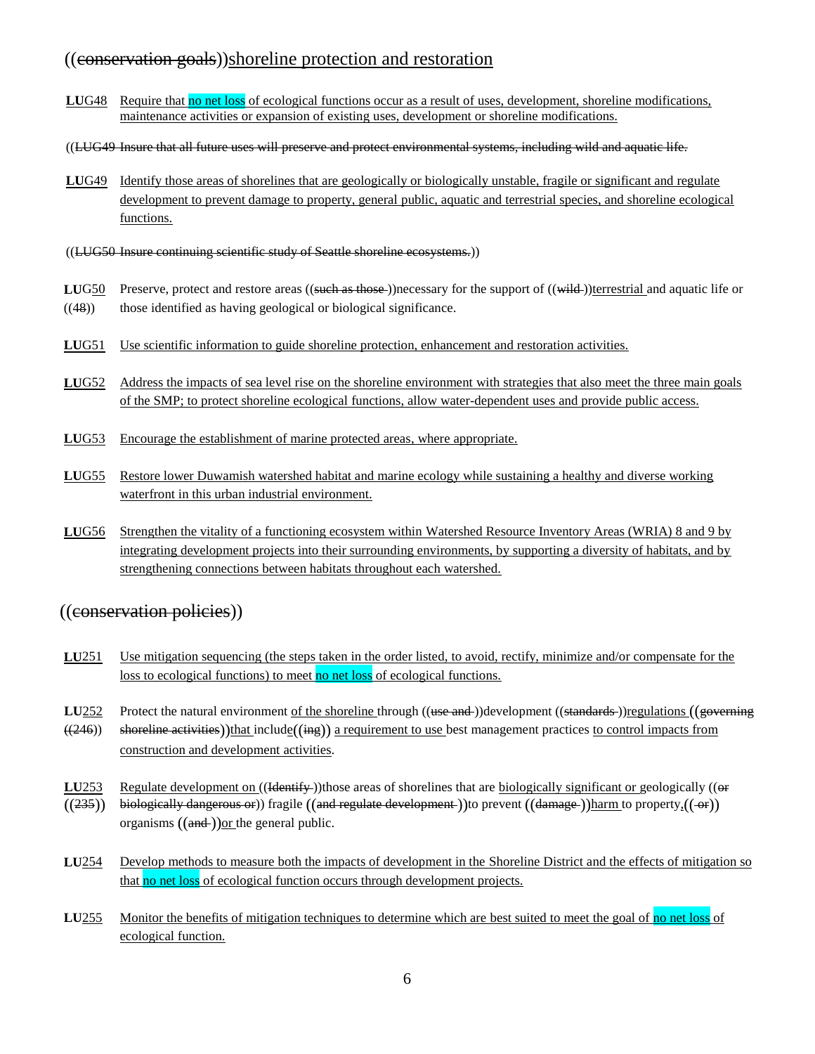## ((conservation goals))shoreline protection and restoration

**LU**G48 Require that no net loss of ecological functions occur as a result of uses, development, shoreline modifications, maintenance activities or expansion of existing uses, development or shoreline modifications.

((LUG49 Insure that all future uses will preserve and protect environmental systems, including wild and aquatic life.

**LU**G49 Identify those areas of shorelines that are geologically or biologically unstable, fragile or significant and regulate development to prevent damage to property, general public, aquatic and terrestrial species, and shoreline ecological functions.

((LUG50 Insure continuing scientific study of Seattle shoreline ecosystems.))

**LU**G50 ((48)) Preserve, protect and restore areas ((such as those ))necessary for the support of ((wild ))terrestrial and aquatic life or those identified as having geological or biological significance.

**LU**G51 Use scientific information to guide shoreline protection, enhancement and restoration activities.

**LU**G52 Address the impacts of sea level rise on the shoreline environment with strategies that also meet the three main goals of the SMP; to protect shoreline ecological functions, allow water-dependent uses and provide public access.

**LU**G53 Encourage the establishment of marine protected areas, where appropriate.

**LU**G55 Restore lower Duwamish watershed habitat and marine ecology while sustaining a healthy and diverse working waterfront in this urban industrial environment.

**LU**G56 Strengthen the vitality of a functioning ecosystem within Watershed Resource Inventory Areas (WRIA) 8 and 9 by integrating development projects into their surrounding environments, by supporting a diversity of habitats, and by strengthening connections between habitats throughout each watershed.

## ((conservation policies))

**LU**251 Use mitigation sequencing (the steps taken in the order listed, to avoid, rectify, minimize and/or compensate for the loss to ecological functions) to meet no net loss of ecological functions.

**LU**252 ((246)) Protect the natural environment of the shoreline through ((use and ))development ((standards ))regulations ((governing shoreline activities))that include((ing)) a requirement to use best management practices to control impacts from construction and development activities.

**LU**253 ((235)) Regulate development on ((Identify ))those areas of shorelines that are biologically significant or geologically ((or biologically dangerous or)) fragile ((and regulate development ))to prevent ((damage ))harm to property,(( or)) organisms ((and ))or the general public.

**LU**254 Develop methods to measure both the impacts of development in the Shoreline District and the effects of mitigation so that no net loss of ecological function occurs through development projects.

**LU**255 Monitor the benefits of mitigation techniques to determine which are best suited to meet the goal of no net loss of ecological function.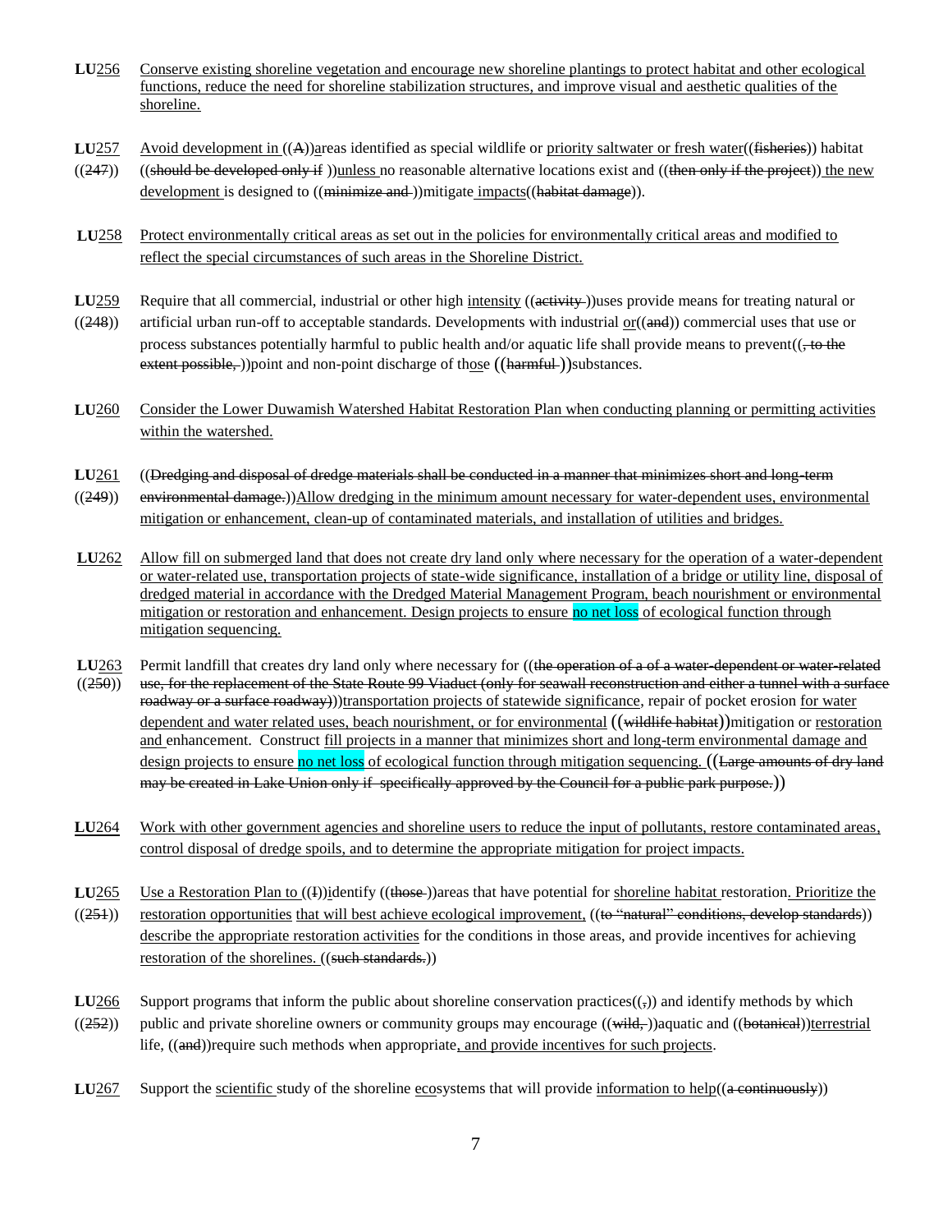**LU**256 Conserve existing shoreline vegetation and encourage new shoreline plantings to protect habitat and other ecological functions, reduce the need for shoreline stabilization structures, and improve visual and aesthetic qualities of the shoreline.

**LU**257 ((247)) Avoid development in ((A))areas identified as special wildlife or priority saltwater or fresh water((fisheries)) habitat ((should be developed only if ))unless no reasonable alternative locations exist and ((then only if the project)) the new development is designed to ((minimize and ))mitigate impacts((habitat damage)).

**LU**258 Protect environmentally critical areas as set out in the policies for environmentally critical areas and modified to reflect the special circumstances of such areas in the Shoreline District.

**LU**259 ((248)) Require that all commercial, industrial or other high intensity ((activity ))uses provide means for treating natural or artificial urban run-off to acceptable standards. Developments with industrial or((and)) commercial uses that use or process substances potentially harmful to public health and/or aquatic life shall provide means to prevent((, to the extent possible, ))point and non-point discharge of those ((harmful ))substances.

**LU**260 Consider the Lower Duwamish Watershed Habitat Restoration Plan when conducting planning or permitting activities within the watershed.

**LU**261 ((249)) ((Dredging and disposal of dredge materials shall be conducted in a manner that minimizes short and long-term environmental damage.))Allow dredging in the minimum amount necessary for water-dependent uses, environmental mitigation or enhancement, clean-up of contaminated materials, and installation of utilities and bridges.

**LU**262 Allow fill on submerged land that does not create dry land only where necessary for the operation of a water-dependent or water-related use, transportation projects of state-wide significance, installation of a bridge or utility line, disposal of dredged material in accordance with the Dredged Material Management Program, beach nourishment or environmental mitigation or restoration and enhancement. Design projects to ensure no net loss of ecological function through mitigation sequencing.

**LU**263 ((250)) Permit landfill that creates dry land only where necessary for ((the operation of a of a water-dependent or water-related use, for the replacement of the State Route 99 Viaduct (only for seawall reconstruction and either a tunnel with a surface roadway or a surface roadway)))transportation projects of statewide significance, repair of pocket erosion for water dependent and water related uses, beach nourishment, or for environmental ((wildlife habitat))mitigation or restoration and enhancement. Construct fill projects in a manner that minimizes short and long-term environmental damage and design projects to ensure no net loss of ecological function through mitigation sequencing. ((Large amounts of dry land may be created in Lake Union only if specifically approved by the Council for a public park purpose.))

**LU**264 Work with other government agencies and shoreline users to reduce the input of pollutants, restore contaminated areas, control disposal of dredge spoils, and to determine the appropriate mitigation for project impacts.

**LU**265 ((251)) Use a Restoration Plan to ((I))identify ((those ))areas that have potential for shoreline habitat restoration. Prioritize the restoration opportunities that will best achieve ecological improvement, ((to "natural" conditions, develop standards)) describe the appropriate restoration activities for the conditions in those areas, and provide incentives for achieving restoration of the shorelines. ((such standards.))

**LU**266 ((252)) Support programs that inform the public about shoreline conservation practices((,)) and identify methods by which public and private shoreline owners or community groups may encourage ((wild, ))aquatic and ((botanical))terrestrial life, ((and))require such methods when appropriate, and provide incentives for such projects.

**LU**267 Support the scientific study of the shoreline ecosystems that will provide information to help((a continuously))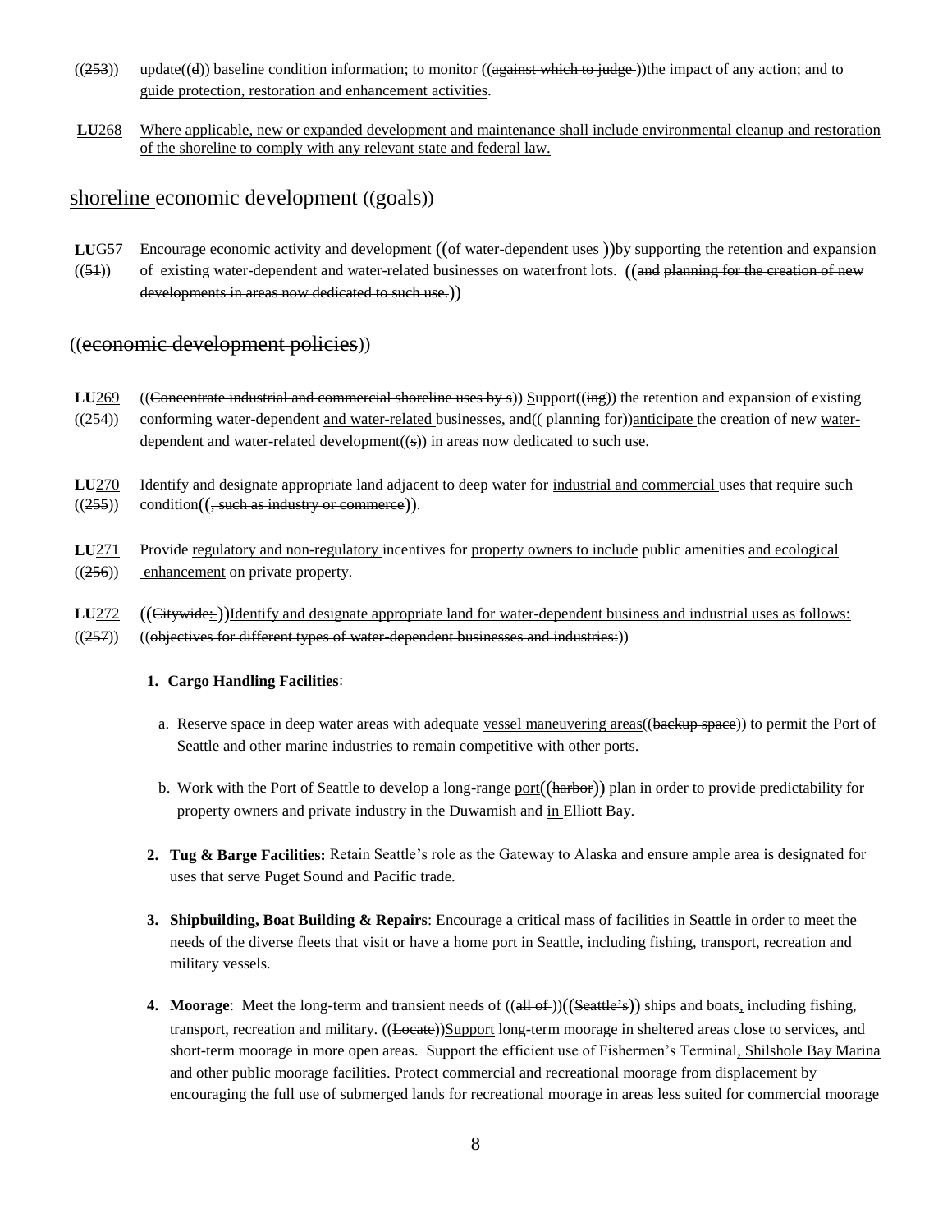((253)) update((d)) baseline condition information; to monitor ((against which to judge ))the impact of any action; and to guide protection, restoration and enhancement activities.

**LU**268 Where applicable, new or expanded development and maintenance shall include environmental cleanup and restoration of the shoreline to comply with any relevant state and federal law.

## shoreline economic development ((goals))

**LU**G57 ((51)) Encourage economic activity and development ((of water-dependent uses ))by supporting the retention and expansion of existing water-dependent and water-related businesses on waterfront lots. ((and planning for the creation of new developments in areas now dedicated to such use.))

## ((economic development policies))

**LU**269 ((254)) ((Concentrate industrial and commercial shoreline uses by s)) Support((ing)) the retention and expansion of existing conforming water-dependent and water-related businesses, and(( planning for))anticipate the creation of new water-dependent and water-related development((s)) in areas now dedicated to such use.

**LU**270 ((255)) Identify and designate appropriate land adjacent to deep water for industrial and commercial uses that require such condition((, such as industry or commerce)).

**LU**271 ((256)) Provide regulatory and non-regulatory incentives for property owners to include public amenities and ecological enhancement on private property.

**LU**272 ((257)) ((Citywide: ))Identify and designate appropriate land for water-dependent business and industrial uses as follows: ((objectives for different types of water-dependent businesses and industries:))

1. **Cargo Handling Facilities**:
   a. Reserve space in deep water areas with adequate vessel maneuvering areas((backup space)) to permit the Port of Seattle and other marine industries to remain competitive with other ports.
   b. Work with the Port of Seattle to develop a long-range port((harbor)) plan in order to provide predictability for property owners and private industry in the Duwamish and in Elliott Bay.
2. **Tug & Barge Facilities:** Retain Seattle's role as the Gateway to Alaska and ensure ample area is designated for uses that serve Puget Sound and Pacific trade.
3. **Shipbuilding, Boat Building & Repairs**: Encourage a critical mass of facilities in Seattle in order to meet the needs of the diverse fleets that visit or have a home port in Seattle, including fishing, transport, recreation and military vessels.
4. **Moorage**: Meet the long-term and transient needs of ((all of ))((Seattle's)) ships and boats, including fishing, transport, recreation and military. ((Locate))Support long-term moorage in sheltered areas close to services, and short-term moorage in more open areas. Support the efficient use of Fishermen's Terminal, Shilshole Bay Marina and other public moorage facilities. Protect commercial and recreational moorage from displacement by encouraging the full use of submerged lands for recreational moorage in areas less suited for commercial moorage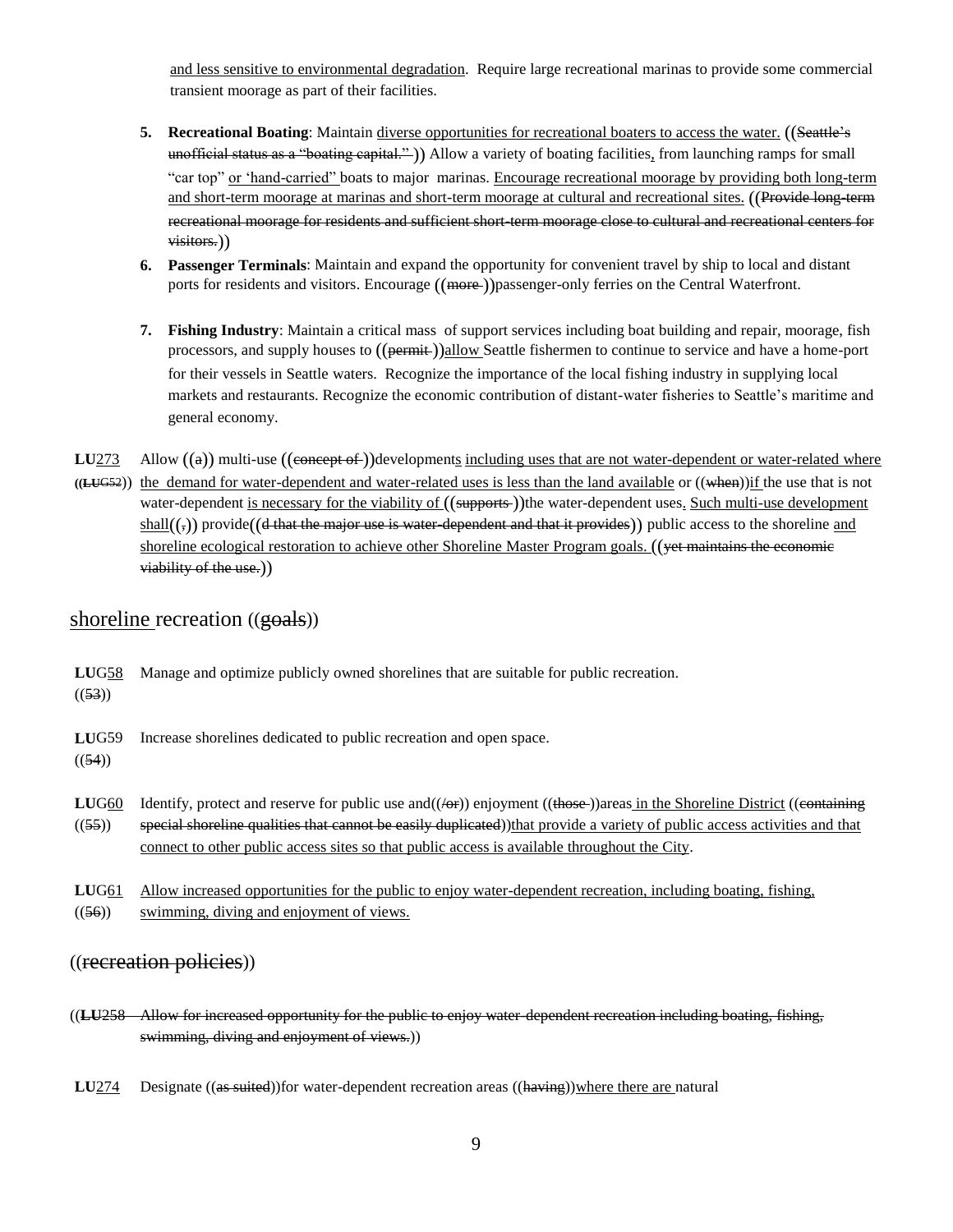and less sensitive to environmental degradation. Require large recreational marinas to provide some commercial transient moorage as part of their facilities.

5. **Recreational Boating**: Maintain diverse opportunities for recreational boaters to access the water. ((Seattle's unofficial status as a "boating capital." )) Allow a variety of boating facilities, from launching ramps for small "car top" or 'hand-carried" boats to major marinas. Encourage recreational moorage by providing both long-term and short-term moorage at marinas and short-term moorage at cultural and recreational sites. ((Provide long-term recreational moorage for residents and sufficient short-term moorage close to cultural and recreational centers for visitors.))
6. **Passenger Terminals**: Maintain and expand the opportunity for convenient travel by ship to local and distant ports for residents and visitors. Encourage ((more ))passenger-only ferries on the Central Waterfront.
7. **Fishing Industry**: Maintain a critical mass of support services including boat building and repair, moorage, fish processors, and supply houses to ((permit ))allow Seattle fishermen to continue to service and have a home-port for their vessels in Seattle waters. Recognize the importance of the local fishing industry in supplying local markets and restaurants. Recognize the economic contribution of distant-water fisheries to Seattle's maritime and general economy.

**LU**273 ((**LU**G52)) Allow ((a)) multi-use ((concept of ))developments including uses that are not water-dependent or water-related where the demand for water-dependent and water-related uses is less than the land available or ((when))if the use that is not water-dependent is necessary for the viability of ((supports ))the water-dependent uses. Such multi-use development shall((,)) provide((d that the major use is water-dependent and that it provides)) public access to the shoreline and shoreline ecological restoration to achieve other Shoreline Master Program goals. ((yet maintains the economic viability of the use.))

## shoreline recreation ((goals))

**LU**G58 ((53)) Manage and optimize publicly owned shorelines that are suitable for public recreation.

**LU**G59 ((54)) Increase shorelines dedicated to public recreation and open space.

**LU**G60 ((55)) Identify, protect and reserve for public use and((/or)) enjoyment ((those ))areas in the Shoreline District ((containing special shoreline qualities that cannot be easily duplicated))that provide a variety of public access activities and that connect to other public access sites so that public access is available throughout the City.

**LU**G61 ((56)) Allow increased opportunities for the public to enjoy water-dependent recreation, including boating, fishing, swimming, diving and enjoyment of views.

## ((recreation policies))

((**LU**258 Allow for increased opportunity for the public to enjoy water-dependent recreation including boating, fishing, swimming, diving and enjoyment of views.))

**LU**274 Designate ((as suited))for water-dependent recreation areas ((having))where there are natural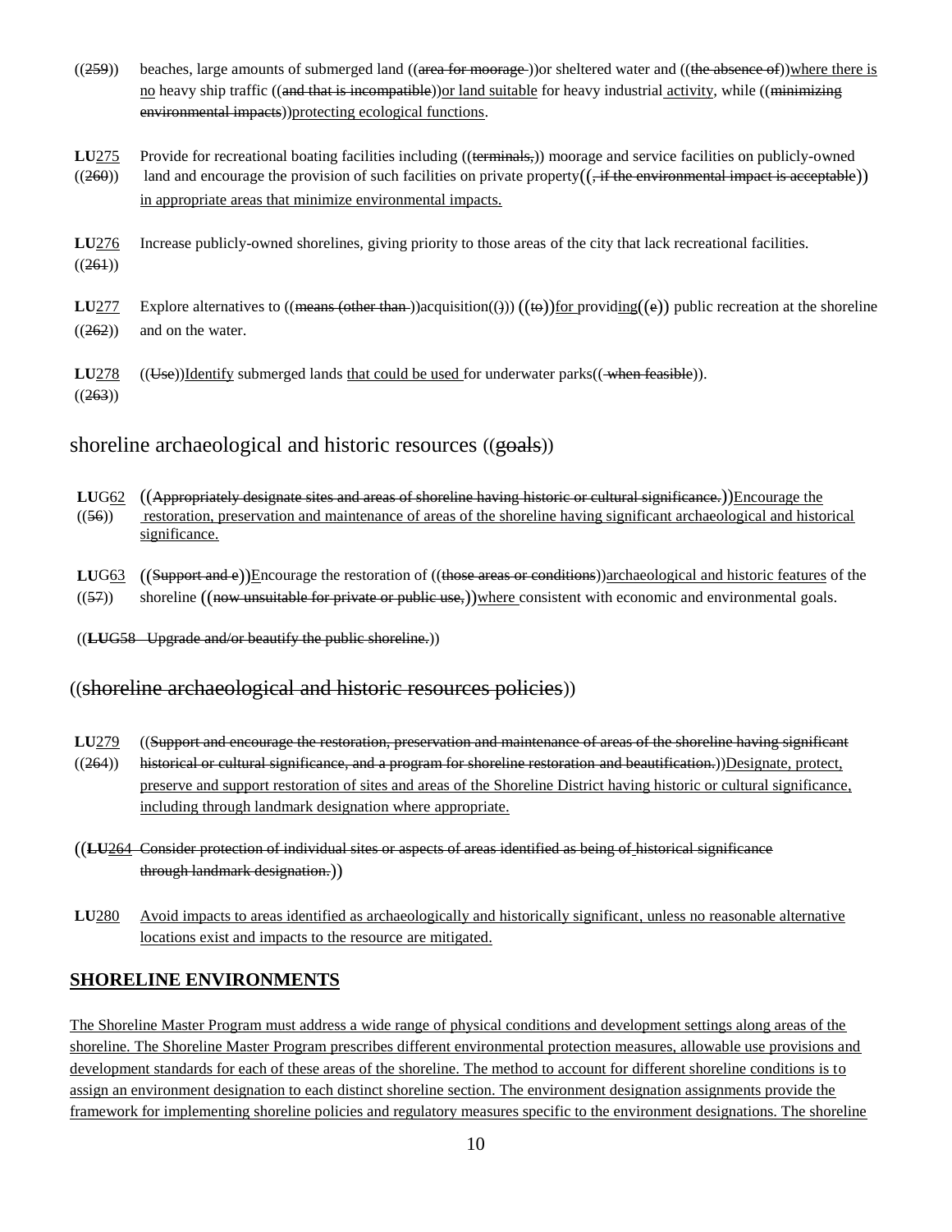((259)) beaches, large amounts of submerged land ((area for moorage ))or sheltered water and ((the absence of))where there is no heavy ship traffic ((and that is incompatible))or land suitable for heavy industrial activity, while ((minimizing environmental impacts))protecting ecological functions.

**LU**275 ((260)) Provide for recreational boating facilities including ((terminals,)) moorage and service facilities on publicly-owned land and encourage the provision of such facilities on private property((, if the environmental impact is acceptable)) in appropriate areas that minimize environmental impacts.

**LU**276 ((261)) Increase publicly-owned shorelines, giving priority to those areas of the city that lack recreational facilities.

**LU**277 ((262)) Explore alternatives to ((means (other than ))acquisition(())) ((to))for providing((e)) public recreation at the shoreline and on the water.

**LU**278 ((263)) ((Use))Identify submerged lands that could be used for underwater parks(( when feasible)).

## shoreline archaeological and historic resources ((goals))

**LU**G62 ((56)) ((Appropriately designate sites and areas of shoreline having historic or cultural significance.))Encourage the restoration, preservation and maintenance of areas of the shoreline having significant archaeological and historical significance.

**LU**G63 ((57)) ((Support and e))Encourage the restoration of ((those areas or conditions))archaeological and historic features of the shoreline ((now unsuitable for private or public use,))where consistent with economic and environmental goals.

((**LU**G58 Upgrade and/or beautify the public shoreline.))

## ((shoreline archaeological and historic resources policies))

**LU**279 ((264)) ((Support and encourage the restoration, preservation and maintenance of areas of the shoreline having significant historical or cultural significance, and a program for shoreline restoration and beautification.))Designate, protect, preserve and support restoration of sites and areas of the Shoreline District having historic or cultural significance, including through landmark designation where appropriate.

((**LU**264 Consider protection of individual sites or aspects of areas identified as being of historical significance through landmark designation.))

**LU**280 Avoid impacts to areas identified as archaeologically and historically significant, unless no reasonable alternative locations exist and impacts to the resource are mitigated.

## SHORELINE ENVIRONMENTS

The Shoreline Master Program must address a wide range of physical conditions and development settings along areas of the shoreline. The Shoreline Master Program prescribes different environmental protection measures, allowable use provisions and development standards for each of these areas of the shoreline. The method to account for different shoreline conditions is to assign an environment designation to each distinct shoreline section. The environment designation assignments provide the framework for implementing shoreline policies and regulatory measures specific to the environment designations. The shoreline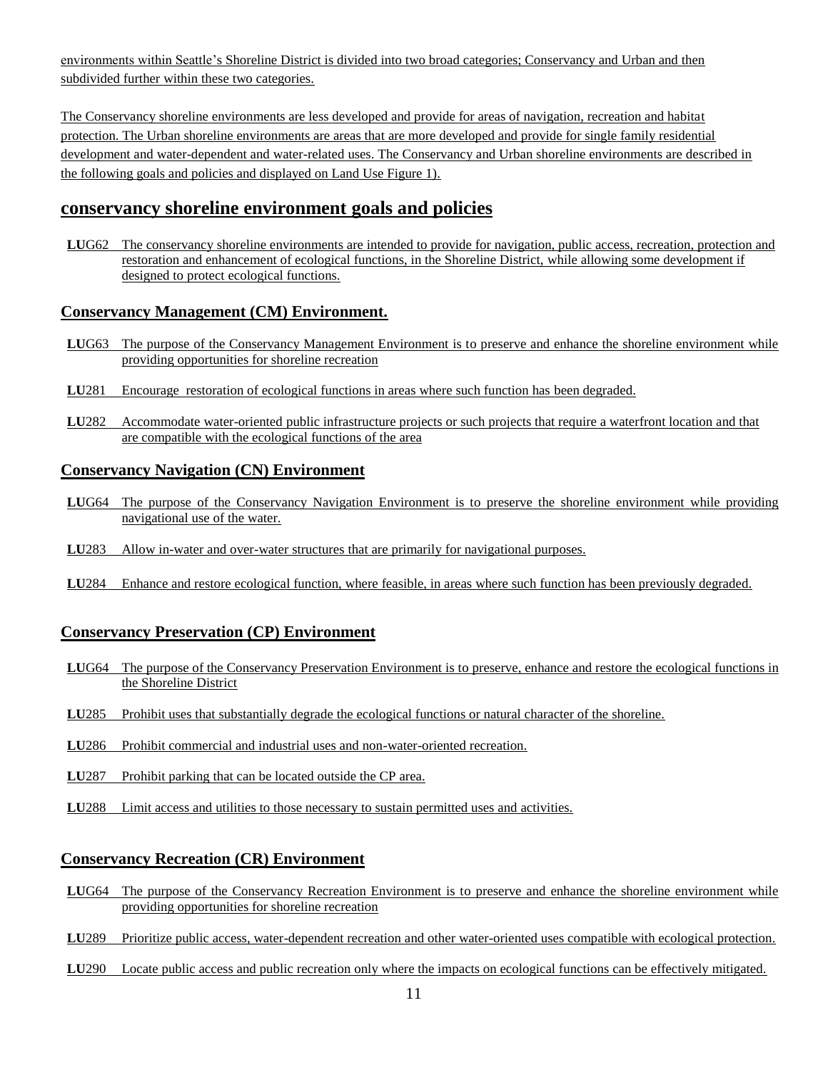environments within Seattle's Shoreline District is divided into two broad categories; Conservancy and Urban and then subdivided further within these two categories.

The Conservancy shoreline environments are less developed and provide for areas of navigation, recreation and habitat protection. The Urban shoreline environments are areas that are more developed and provide for single family residential development and water-dependent and water-related uses. The Conservancy and Urban shoreline environments are described in the following goals and policies and displayed on Land Use Figure 1).

## conservancy shoreline environment goals and policies

**LU**G62 The conservancy shoreline environments are intended to provide for navigation, public access, recreation, protection and restoration and enhancement of ecological functions, in the Shoreline District, while allowing some development if designed to protect ecological functions.

### Conservancy Management (CM) Environment.

**LU**G63 The purpose of the Conservancy Management Environment is to preserve and enhance the shoreline environment while providing opportunities for shoreline recreation

**LU**281 Encourage restoration of ecological functions in areas where such function has been degraded.

**LU**282 Accommodate water-oriented public infrastructure projects or such projects that require a waterfront location and that are compatible with the ecological functions of the area

### Conservancy Navigation (CN) Environment

**LU**G64 The purpose of the Conservancy Navigation Environment is to preserve the shoreline environment while providing navigational use of the water.

**LU**283 Allow in-water and over-water structures that are primarily for navigational purposes.

**LU**284 Enhance and restore ecological function, where feasible, in areas where such function has been previously degraded.

### Conservancy Preservation (CP) Environment

**LU**G64 The purpose of the Conservancy Preservation Environment is to preserve, enhance and restore the ecological functions in the Shoreline District

**LU**285 Prohibit uses that substantially degrade the ecological functions or natural character of the shoreline.

**LU**286 Prohibit commercial and industrial uses and non-water-oriented recreation.

**LU**287 Prohibit parking that can be located outside the CP area.

**LU**288 Limit access and utilities to those necessary to sustain permitted uses and activities.

### Conservancy Recreation (CR) Environment

**LU**G64 The purpose of the Conservancy Recreation Environment is to preserve and enhance the shoreline environment while providing opportunities for shoreline recreation

**LU**289 Prioritize public access, water-dependent recreation and other water-oriented uses compatible with ecological protection.

**LU**290 Locate public access and public recreation only where the impacts on ecological functions can be effectively mitigated.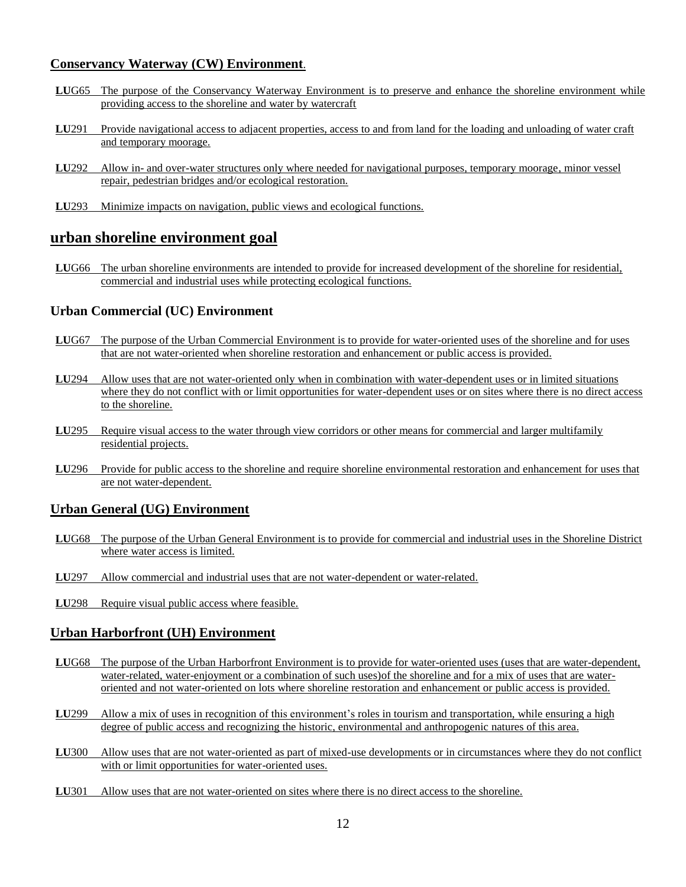### Conservancy Waterway (CW) Environment.

**LU**G65 The purpose of the Conservancy Waterway Environment is to preserve and enhance the shoreline environment while providing access to the shoreline and water by watercraft

**LU**291 Provide navigational access to adjacent properties, access to and from land for the loading and unloading of water craft and temporary moorage.

**LU**292 Allow in- and over-water structures only where needed for navigational purposes, temporary moorage, minor vessel repair, pedestrian bridges and/or ecological restoration.

**LU**293 Minimize impacts on navigation, public views and ecological functions.

## urban shoreline environment goal

**LU**G66 The urban shoreline environments are intended to provide for increased development of the shoreline for residential, commercial and industrial uses while protecting ecological functions.

### Urban Commercial (UC) Environment

**LU**G67 The purpose of the Urban Commercial Environment is to provide for water-oriented uses of the shoreline and for uses that are not water-oriented when shoreline restoration and enhancement or public access is provided.

**LU**294 Allow uses that are not water-oriented only when in combination with water-dependent uses or in limited situations where they do not conflict with or limit opportunities for water-dependent uses or on sites where there is no direct access to the shoreline.

**LU**295 Require visual access to the water through view corridors or other means for commercial and larger multifamily residential projects.

**LU**296 Provide for public access to the shoreline and require shoreline environmental restoration and enhancement for uses that are not water-dependent.

### Urban General (UG) Environment

**LU**G68 The purpose of the Urban General Environment is to provide for commercial and industrial uses in the Shoreline District where water access is limited.

**LU**297 Allow commercial and industrial uses that are not water-dependent or water-related.

**LU**298 Require visual public access where feasible.

### Urban Harborfront (UH) Environment

**LU**G68 The purpose of the Urban Harborfront Environment is to provide for water-oriented uses (uses that are water-dependent, water-related, water-enjoyment or a combination of such uses)of the shoreline and for a mix of uses that are water-oriented and not water-oriented on lots where shoreline restoration and enhancement or public access is provided.

**LU**299 Allow a mix of uses in recognition of this environment's roles in tourism and transportation, while ensuring a high degree of public access and recognizing the historic, environmental and anthropogenic natures of this area.

**LU**300 Allow uses that are not water-oriented as part of mixed-use developments or in circumstances where they do not conflict with or limit opportunities for water-oriented uses.

**LU**301 Allow uses that are not water-oriented on sites where there is no direct access to the shoreline.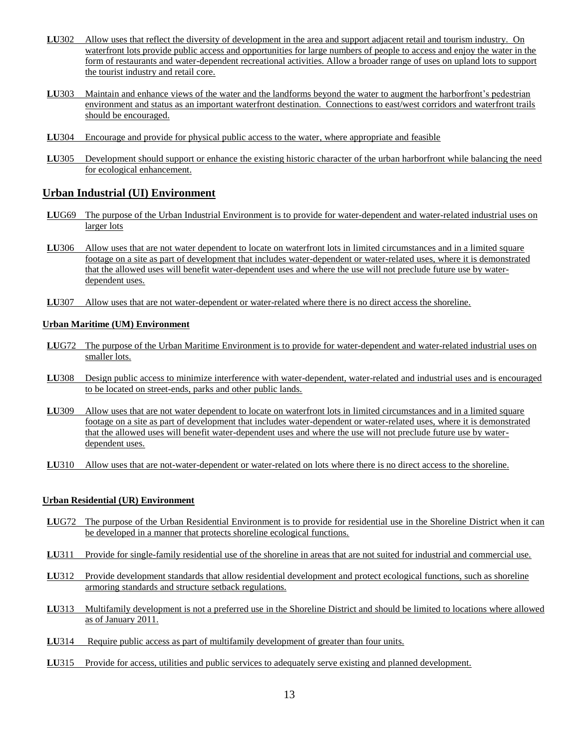**LU**302 Allow uses that reflect the diversity of development in the area and support adjacent retail and tourism industry. On waterfront lots provide public access and opportunities for large numbers of people to access and enjoy the water in the form of restaurants and water-dependent recreational activities. Allow a broader range of uses on upland lots to support the tourist industry and retail core.

**LU**303 Maintain and enhance views of the water and the landforms beyond the water to augment the harborfront's pedestrian environment and status as an important waterfront destination. Connections to east/west corridors and waterfront trails should be encouraged.

**LU**304 Encourage and provide for physical public access to the water, where appropriate and feasible

**LU**305 Development should support or enhance the existing historic character of the urban harborfront while balancing the need for ecological enhancement.

## Urban Industrial (UI) Environment

**LU**G69 The purpose of the Urban Industrial Environment is to provide for water-dependent and water-related industrial uses on larger lots

**LU**306 Allow uses that are not water dependent to locate on waterfront lots in limited circumstances and in a limited square footage on a site as part of development that includes water-dependent or water-related uses, where it is demonstrated that the allowed uses will benefit water-dependent uses and where the use will not preclude future use by water-dependent uses.

**LU**307 Allow uses that are not water-dependent or water-related where there is no direct access the shoreline.

### Urban Maritime (UM) Environment

**LU**G72 The purpose of the Urban Maritime Environment is to provide for water-dependent and water-related industrial uses on smaller lots.

**LU**308 Design public access to minimize interference with water-dependent, water-related and industrial uses and is encouraged to be located on street-ends, parks and other public lands.

**LU**309 Allow uses that are not water dependent to locate on waterfront lots in limited circumstances and in a limited square footage on a site as part of development that includes water-dependent or water-related uses, where it is demonstrated that the allowed uses will benefit water-dependent uses and where the use will not preclude future use by water-dependent uses.

**LU**310 Allow uses that are not-water-dependent or water-related on lots where there is no direct access to the shoreline.

### Urban Residential (UR) Environment

**LU**G72 The purpose of the Urban Residential Environment is to provide for residential use in the Shoreline District when it can be developed in a manner that protects shoreline ecological functions.

**LU**311 Provide for single-family residential use of the shoreline in areas that are not suited for industrial and commercial use.

**LU**312 Provide development standards that allow residential development and protect ecological functions, such as shoreline armoring standards and structure setback regulations.

**LU**313 Multifamily development is not a preferred use in the Shoreline District and should be limited to locations where allowed as of January 2011.

**LU**314 Require public access as part of multifamily development of greater than four units.

**LU**315 Provide for access, utilities and public services to adequately serve existing and planned development.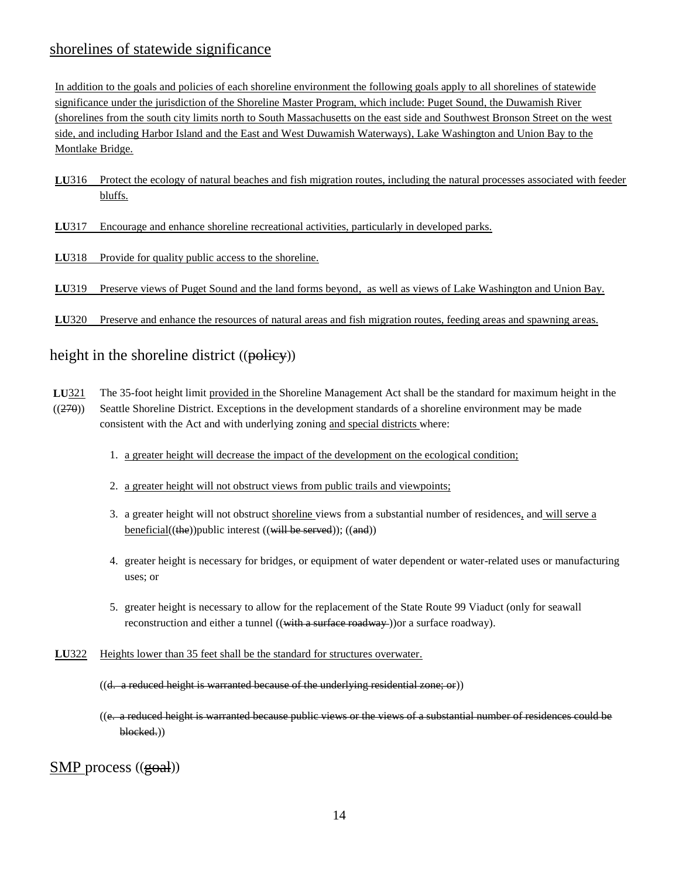## shorelines of statewide significance

In addition to the goals and policies of each shoreline environment the following goals apply to all shorelines of statewide significance under the jurisdiction of the Shoreline Master Program, which include: Puget Sound, the Duwamish River (shorelines from the south city limits north to South Massachusetts on the east side and Southwest Bronson Street on the west side, and including Harbor Island and the East and West Duwamish Waterways), Lake Washington and Union Bay to the Montlake Bridge.

**LU**316 Protect the ecology of natural beaches and fish migration routes, including the natural processes associated with feeder bluffs.

**LU**317 Encourage and enhance shoreline recreational activities, particularly in developed parks.

**LU**318 Provide for quality public access to the shoreline.

**LU**319 Preserve views of Puget Sound and the land forms beyond, as well as views of Lake Washington and Union Bay.

**LU**320 Preserve and enhance the resources of natural areas and fish migration routes, feeding areas and spawning areas.

## height in the shoreline district ((~~policy~~))

**LU**321 ((~~270~~)) The 35-foot height limit provided in the Shoreline Management Act shall be the standard for maximum height in the Seattle Shoreline District. Exceptions in the development standards of a shoreline environment may be made consistent with the Act and with underlying zoning and special districts where:

1. a greater height will decrease the impact of the development on the ecological condition;
2. a greater height will not obstruct views from public trails and viewpoints;
3. a greater height will not obstruct shoreline views from a substantial number of residences, and will serve a beneficial((~~the~~))public interest ((~~will be served~~)); ((~~and~~))
4. greater height is necessary for bridges, or equipment of water dependent or water-related uses or manufacturing uses; or
5. greater height is necessary to allow for the replacement of the State Route 99 Viaduct (only for seawall reconstruction and either a tunnel ((~~with a surface roadway~~ ))or a surface roadway).

**LU**322 Heights lower than 35 feet shall be the standard for structures overwater.

((~~d. a reduced height is warranted because of the underlying residential zone; or~~))

((~~e. a reduced height is warranted because public views or the views of a substantial number of residences could be blocked.~~))

## SMP process ((~~goal~~))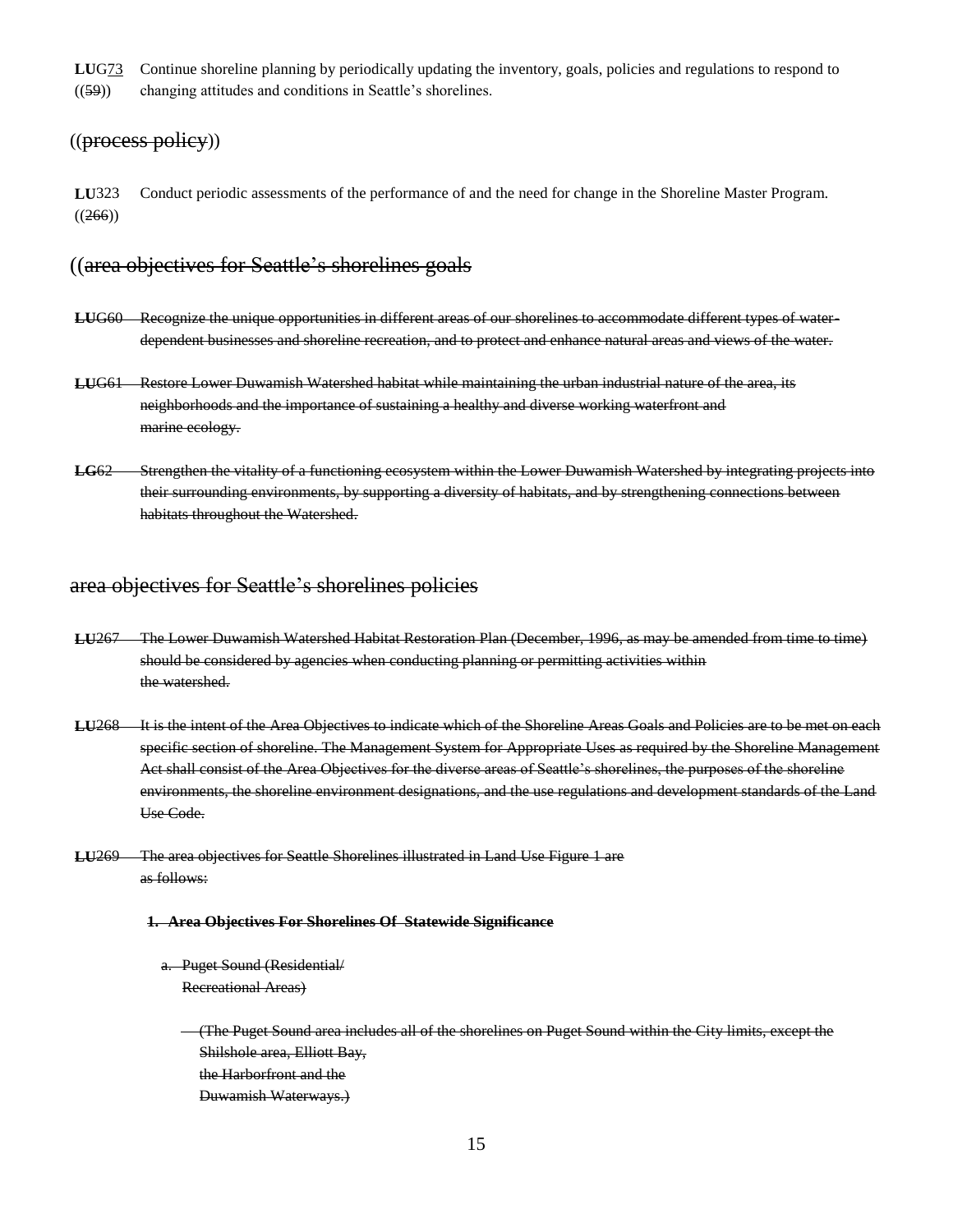**LU**G~~73~~ ((~~59~~)) Continue shoreline planning by periodically updating the inventory, goals, policies and regulations to respond to changing attitudes and conditions in Seattle's shorelines.

## ((~~process policy~~))

**LU**323 ((~~266~~)) Conduct periodic assessments of the performance of and the need for change in the Shoreline Master Program.

## ((~~area objectives for Seattle's shorelines goals~~

~~**LU**G60 Recognize the unique opportunities in different areas of our shorelines to accommodate different types of water-dependent businesses and shoreline recreation, and to protect and enhance natural areas and views of the water.~~

~~**LU**G61 Restore Lower Duwamish Watershed habitat while maintaining the urban industrial nature of the area, its neighborhoods and the importance of sustaining a healthy and diverse working waterfront and marine ecology.~~

~~**LG**62 Strengthen the vitality of a functioning ecosystem within the Lower Duwamish Watershed by integrating projects into their surrounding environments, by supporting a diversity of habitats, and by strengthening connections between habitats throughout the Watershed.~~

## ~~area objectives for Seattle's shorelines policies~~

~~**LU**267 The Lower Duwamish Watershed Habitat Restoration Plan (December, 1996, as may be amended from time to time) should be considered by agencies when conducting planning or permitting activities within the watershed.~~

~~**LU**268 It is the intent of the Area Objectives to indicate which of the Shoreline Areas Goals and Policies are to be met on each specific section of shoreline. The Management System for Appropriate Uses as required by the Shoreline Management Act shall consist of the Area Objectives for the diverse areas of Seattle's shorelines, the purposes of the shoreline environments, the shoreline environment designations, and the use regulations and development standards of the Land Use Code.~~

~~**LU**269 The area objectives for Seattle Shorelines illustrated in Land Use Figure 1 are as follows:~~

~~**1. Area Objectives For Shorelines Of Statewide Significance**~~

~~a. Puget Sound (Residential/ Recreational Areas)~~

~~(The Puget Sound area includes all of the shorelines on Puget Sound within the City limits, except the Shilshole area, Elliott Bay, the Harborfront and the Duwamish Waterways.)~~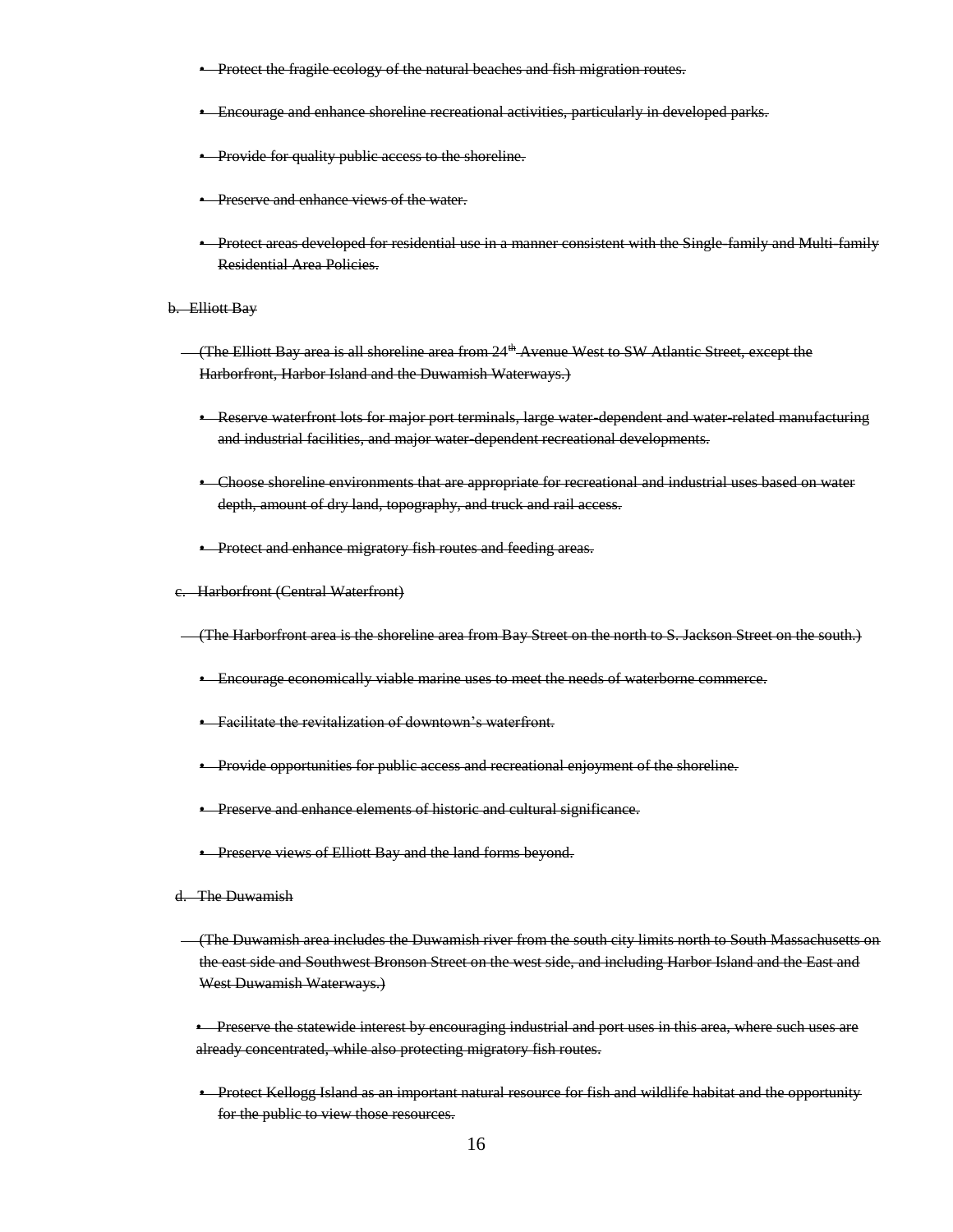- ~~Protect the fragile ecology of the natural beaches and fish migration routes.~~
- ~~Encourage and enhance shoreline recreational activities, particularly in developed parks.~~
- ~~Provide for quality public access to the shoreline.~~
- ~~Preserve and enhance views of the water.~~
- ~~Protect areas developed for residential use in a manner consistent with the Single-family and Multi-family Residential Area Policies.~~

~~b. Elliott Bay~~

~~(The Elliott Bay area is all shoreline area from 24th Avenue West to SW Atlantic Street, except the Harborfront, Harbor Island and the Duwamish Waterways.)~~

- ~~Reserve waterfront lots for major port terminals, large water-dependent and water-related manufacturing and industrial facilities, and major water-dependent recreational developments.~~
- ~~Choose shoreline environments that are appropriate for recreational and industrial uses based on water depth, amount of dry land, topography, and truck and rail access.~~
- ~~Protect and enhance migratory fish routes and feeding areas.~~

~~c. Harborfront (Central Waterfront)~~

~~(The Harborfront area is the shoreline area from Bay Street on the north to S. Jackson Street on the south.)~~

- ~~Encourage economically viable marine uses to meet the needs of waterborne commerce.~~
- ~~Facilitate the revitalization of downtown's waterfront.~~
- ~~Provide opportunities for public access and recreational enjoyment of the shoreline.~~
- ~~Preserve and enhance elements of historic and cultural significance.~~
- ~~Preserve views of Elliott Bay and the land forms beyond.~~

~~d. The Duwamish~~

~~(The Duwamish area includes the Duwamish river from the south city limits north to South Massachusetts on the east side and Southwest Bronson Street on the west side, and including Harbor Island and the East and West Duwamish Waterways.)~~

- ~~Preserve the statewide interest by encouraging industrial and port uses in this area, where such uses are already concentrated, while also protecting migratory fish routes.~~
- ~~Protect Kellogg Island as an important natural resource for fish and wildlife habitat and the opportunity for the public to view those resources.~~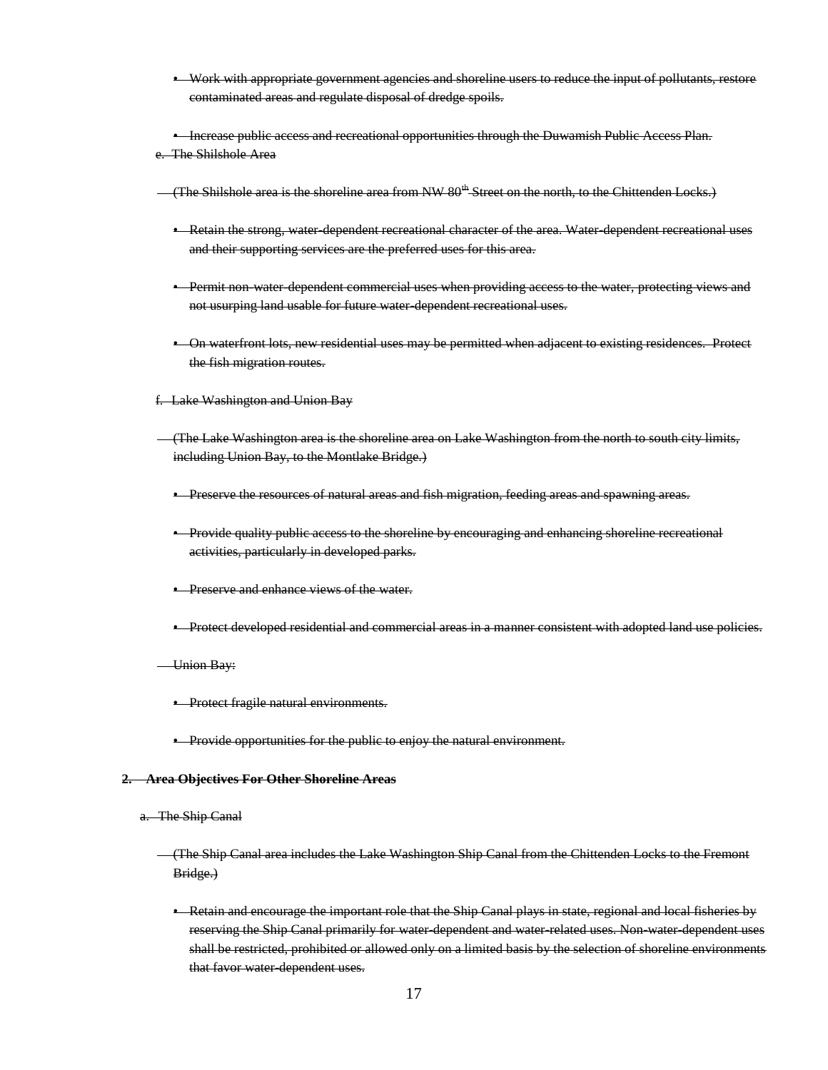~~• Work with appropriate government agencies and shoreline users to reduce the input of pollutants, restore contaminated areas and regulate disposal of dredge spoils.~~

~~• Increase public access and recreational opportunities through the Duwamish Public Access Plan.~~

~~e. The Shilshole Area~~

~~(The Shilshole area is the shoreline area from NW 80th Street on the north, to the Chittenden Locks.)~~

~~• Retain the strong, water-dependent recreational character of the area. Water-dependent recreational uses and their supporting services are the preferred uses for this area.~~

~~• Permit non-water-dependent commercial uses when providing access to the water, protecting views and not usurping land usable for future water-dependent recreational uses.~~

~~• On waterfront lots, new residential uses may be permitted when adjacent to existing residences. Protect the fish migration routes.~~

~~f. Lake Washington and Union Bay~~

~~(The Lake Washington area is the shoreline area on Lake Washington from the north to south city limits, including Union Bay, to the Montlake Bridge.)~~

~~• Preserve the resources of natural areas and fish migration, feeding areas and spawning areas.~~

~~• Provide quality public access to the shoreline by encouraging and enhancing shoreline recreational activities, particularly in developed parks.~~

~~• Preserve and enhance views of the water.~~

~~• Protect developed residential and commercial areas in a manner consistent with adopted land use policies.~~

~~Union Bay:~~

~~• Protect fragile natural environments.~~

~~• Provide opportunities for the public to enjoy the natural environment.~~

~~**2. Area Objectives For Other Shoreline Areas**~~

~~a. The Ship Canal~~

~~(The Ship Canal area includes the Lake Washington Ship Canal from the Chittenden Locks to the Fremont Bridge.)~~

~~• Retain and encourage the important role that the Ship Canal plays in state, regional and local fisheries by reserving the Ship Canal primarily for water-dependent and water-related uses. Non-water-dependent uses shall be restricted, prohibited or allowed only on a limited basis by the selection of shoreline environments that favor water-dependent uses.~~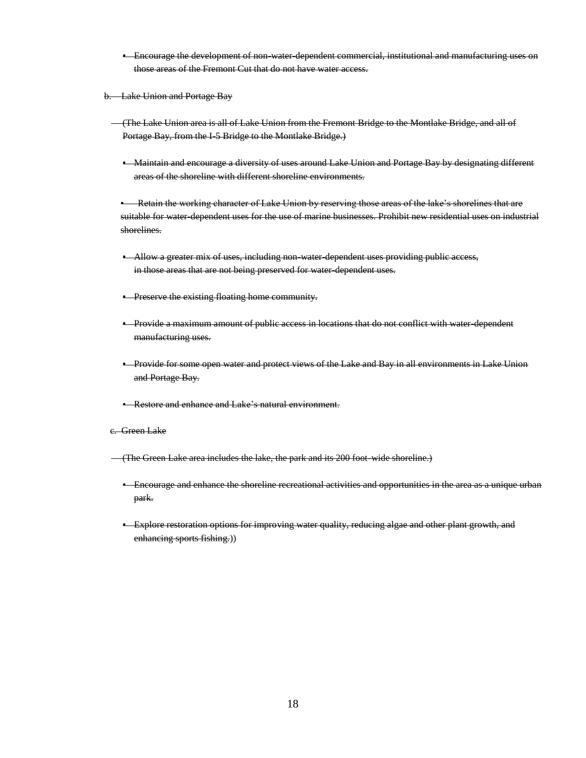- ~~Encourage the development of non-water-dependent commercial, institutional and manufacturing uses on those areas of the Fremont Cut that do not have water access.~~

~~b. Lake Union and Portage Bay~~

~~(The Lake Union area is all of Lake Union from the Fremont Bridge to the Montlake Bridge, and all of Portage Bay, from the I-5 Bridge to the Montlake Bridge.)~~

- ~~Maintain and encourage a diversity of uses around Lake Union and Portage Bay by designating different areas of the shoreline with different shoreline environments.~~

- ~~Retain the working character of Lake Union by reserving those areas of the lake's shorelines that are suitable for water-dependent uses for the use of marine businesses. Prohibit new residential uses on industrial shorelines.~~

- ~~Allow a greater mix of uses, including non-water-dependent uses providing public access, in those areas that are not being preserved for water-dependent uses.~~

- ~~Preserve the existing floating home community.~~

- ~~Provide a maximum amount of public access in locations that do not conflict with water-dependent manufacturing uses.~~

- ~~Provide for some open water and protect views of the Lake and Bay in all environments in Lake Union and Portage Bay.~~

- ~~Restore and enhance and Lake's natural environment.~~

~~c. Green Lake~~

~~(The Green Lake area includes the lake, the park and its 200 foot-wide shoreline.)~~

- ~~Encourage and enhance the shoreline recreational activities and opportunities in the area as a unique urban park.~~

- ~~Explore restoration options for improving water quality, reducing algae and other plant growth, and enhancing sports fishing.~~))